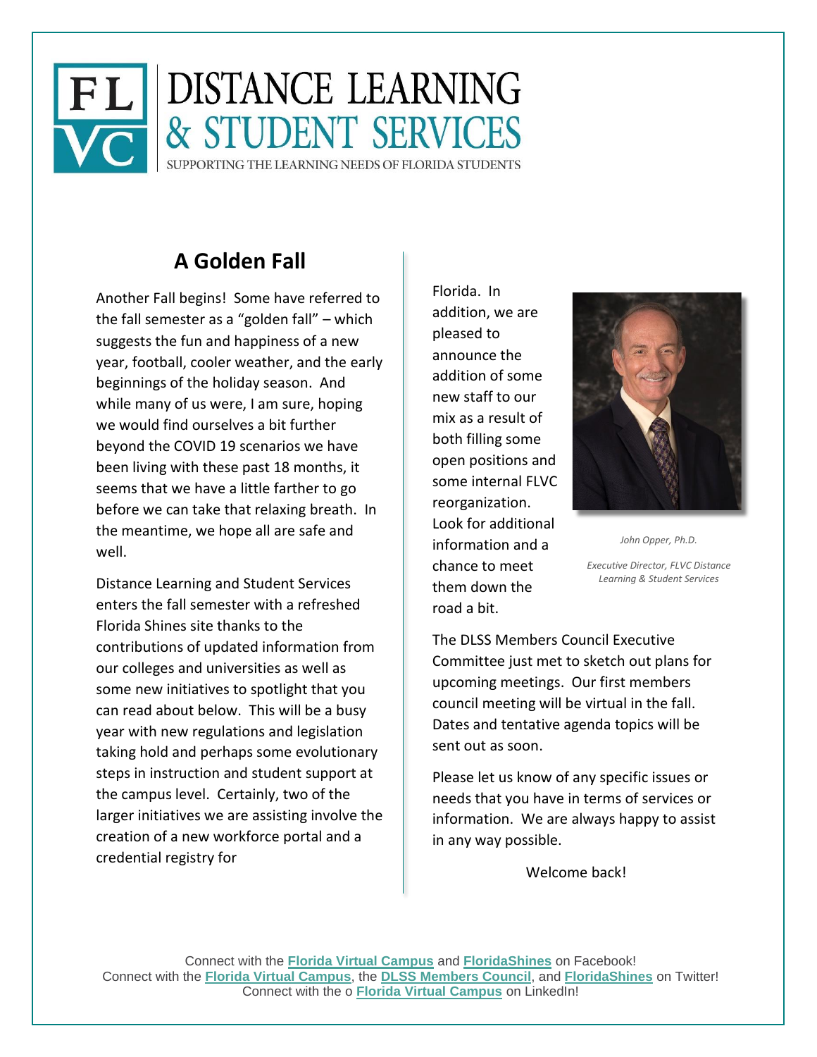# DISTANCE LEARNING & STUDENT SERVICES

SUPPORTING THE LEARNING NEEDS OF FLORIDA STUDENTS

## A Golden Fall

Another Fall begins! Some have referred to the fall semester as a "golden fall" – which suggests the fun and happiness of a new year, football, cooler weather, and the early beginnings of the holiday season. And while many of us were, I am sure, hoping we would find ourselves a bit further beyond the COVID 19 scenarios we have been living with these past 18 months, it seems that we have a little farther to go before we can take that relaxing breath. In the meantime, we hope all are safe and well.

Distance Learning and Student Services enters the fall semester with a refreshed Florida Shines site thanks to the contributions of updated information from our colleges and universities as well as some new initiatives to spotlight that you can read about below. This will be a busy year with new regulations and legislation taking hold and perhaps some evolutionary steps in instruction and student support at the campus level. Certainly, two of the larger initiatives we are assisting involve the creation of a new workforce portal and a credential registry for Florida. In addition, we are pleased to announce the addition of some new staff to our mix as a result of both filling some open positions and some internal FLVC reorganization. Look for additional information and a chance to meet them down the road a bit.

*John Opper, Ph.D.*

*Executive Director, FLVC Distance Learning & Student Services*

The DLSS Members Council Executive Committee just met to sketch out plans for upcoming meetings. Our first members council meeting will be virtual in the fall. Dates and tentative agenda topics will be sent out as soon.

Please let us know of any specific issues or needs that you have in terms of services or information. We are always happy to assist in any way possible.

Welcome back!

Connect with the **Florida Virtual Campus** and **FloridaShines** on Facebook!
Connect with the **Florida Virtual Campus**, the **DLSS Members Council**, and **FloridaShines** on Twitter!
Connect with the o **Florida Virtual Campus** on LinkedIn!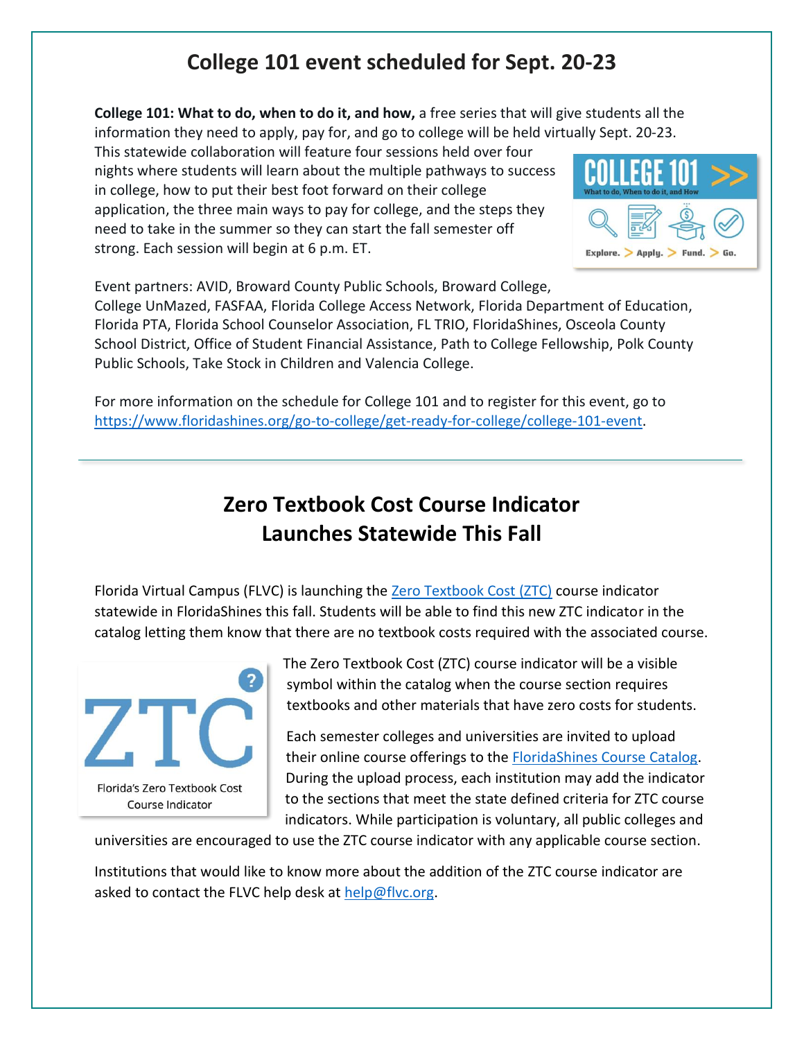## College 101 event scheduled for Sept. 20-23

**College 101: What to do, when to do it, and how,** a free series that will give students all the information they need to apply, pay for, and go to college will be held virtually Sept. 20-23. This statewide collaboration will feature four sessions held over four nights where students will learn about the multiple pathways to success in college, how to put their best foot forward on their college application, the three main ways to pay for college, and the steps they need to take in the summer so they can start the fall semester off strong. Each session will begin at 6 p.m. ET.

Event partners: AVID, Broward County Public Schools, Broward College, College UnMazed, FASFAA, Florida College Access Network, Florida Department of Education, Florida PTA, Florida School Counselor Association, FL TRIO, FloridaShines, Osceola County School District, Office of Student Financial Assistance, Path to College Fellowship, Polk County Public Schools, Take Stock in Children and Valencia College.

For more information on the schedule for College 101 and to register for this event, go to https://www.floridashines.org/go-to-college/get-ready-for-college/college-101-event.

---

## Zero Textbook Cost Course Indicator Launches Statewide This Fall

Florida Virtual Campus (FLVC) is launching the Zero Textbook Cost (ZTC) course indicator statewide in FloridaShines this fall. Students will be able to find this new ZTC indicator in the catalog letting them know that there are no textbook costs required with the associated course.

Florida's Zero Textbook Cost Course Indicator

The Zero Textbook Cost (ZTC) course indicator will be a visible symbol within the catalog when the course section requires textbooks and other materials that have zero costs for students.

Each semester colleges and universities are invited to upload their online course offerings to the FloridaShines Course Catalog. During the upload process, each institution may add the indicator to the sections that meet the state defined criteria for ZTC course indicators. While participation is voluntary, all public colleges and universities are encouraged to use the ZTC course indicator with any applicable course section.

Institutions that would like to know more about the addition of the ZTC course indicator are asked to contact the FLVC help desk at help@flvc.org.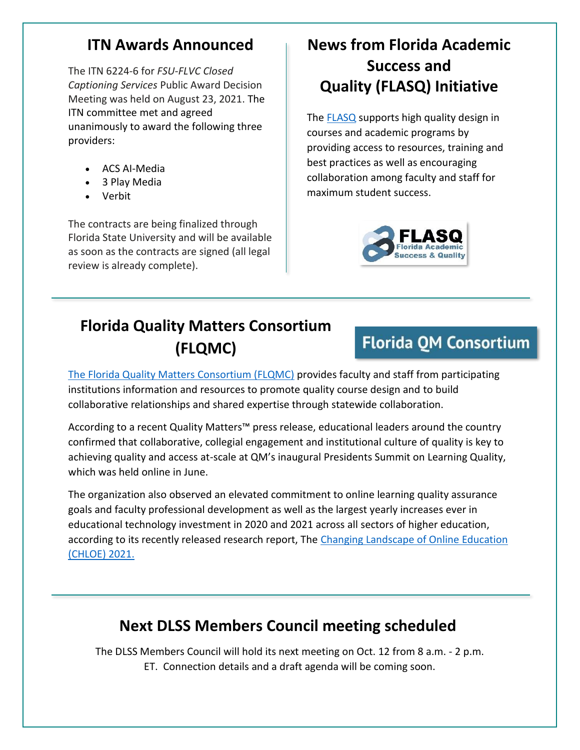## ITN Awards Announced

The ITN 6224-6 for *FSU-FLVC Closed Captioning Services* Public Award Decision Meeting was held on August 23, 2021. The ITN committee met and agreed unanimously to award the following three providers:

- ACS AI-Media
- 3 Play Media
- Verbit

The contracts are being finalized through Florida State University and will be available as soon as the contracts are signed (all legal review is already complete).

## News from Florida Academic Success and Quality (FLASQ) Initiative

The FLASQ supports high quality design in courses and academic programs by providing access to resources, training and best practices as well as encouraging collaboration among faculty and staff for maximum student success.

## Florida Quality Matters Consortium (FLQMC)

The Florida Quality Matters Consortium (FLQMC) provides faculty and staff from participating institutions information and resources to promote quality course design and to build collaborative relationships and shared expertise through statewide collaboration.

According to a recent Quality Matters™ press release, educational leaders around the country confirmed that collaborative, collegial engagement and institutional culture of quality is key to achieving quality and access at-scale at QM's inaugural Presidents Summit on Learning Quality, which was held online in June.

The organization also observed an elevated commitment to online learning quality assurance goals and faculty professional development as well as the largest yearly increases ever in educational technology investment in 2020 and 2021 across all sectors of higher education, according to its recently released research report, The Changing Landscape of Online Education (CHLOE) 2021.

## Next DLSS Members Council meeting scheduled

The DLSS Members Council will hold its next meeting on Oct. 12 from 8 a.m. - 2 p.m. ET. Connection details and a draft agenda will be coming soon.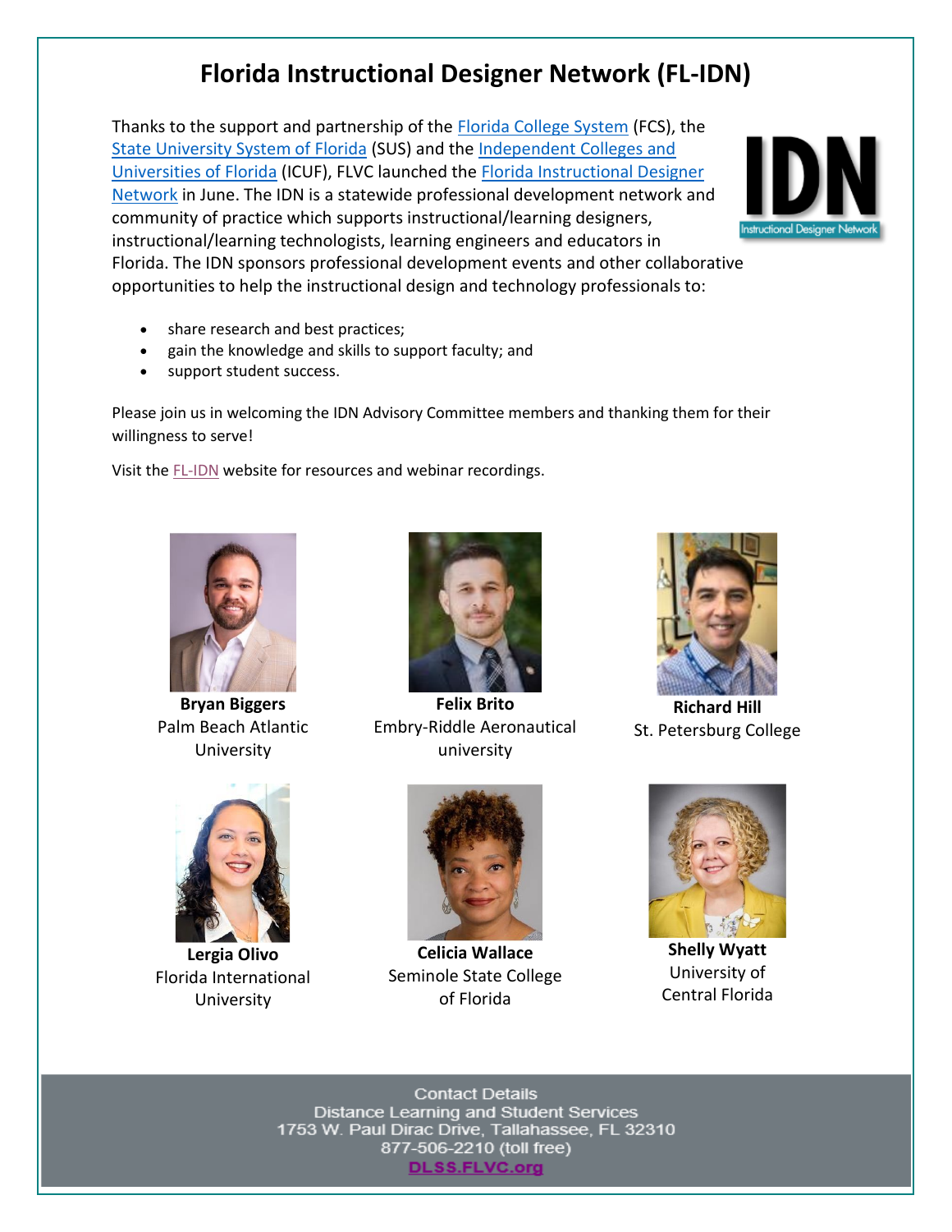# Florida Instructional Designer Network (FL-IDN)

Thanks to the support and partnership of the Florida College System (FCS), the State University System of Florida (SUS) and the Independent Colleges and Universities of Florida (ICUF), FLVC launched the Florida Instructional Designer Network in June. The IDN is a statewide professional development network and community of practice which supports instructional/learning designers, instructional/learning technologists, learning engineers and educators in Florida. The IDN sponsors professional development events and other collaborative opportunities to help the instructional design and technology professionals to:

- share research and best practices;
- gain the knowledge and skills to support faculty; and
- support student success.

Please join us in welcoming the IDN Advisory Committee members and thanking them for their willingness to serve!

Visit the FL-IDN website for resources and webinar recordings.

**Bryan Biggers**
Palm Beach Atlantic University

**Felix Brito**
Embry-Riddle Aeronautical university

**Richard Hill**
St. Petersburg College

**Lergia Olivo**
Florida International University

**Celicia Wallace**
Seminole State College of Florida

**Shelly Wyatt**
University of Central Florida

Contact Details
Distance Learning and Student Services
1753 W. Paul Dirac Drive, Tallahassee, FL 32310
877-506-2210 (toll free)
DLSS.FLVC.org